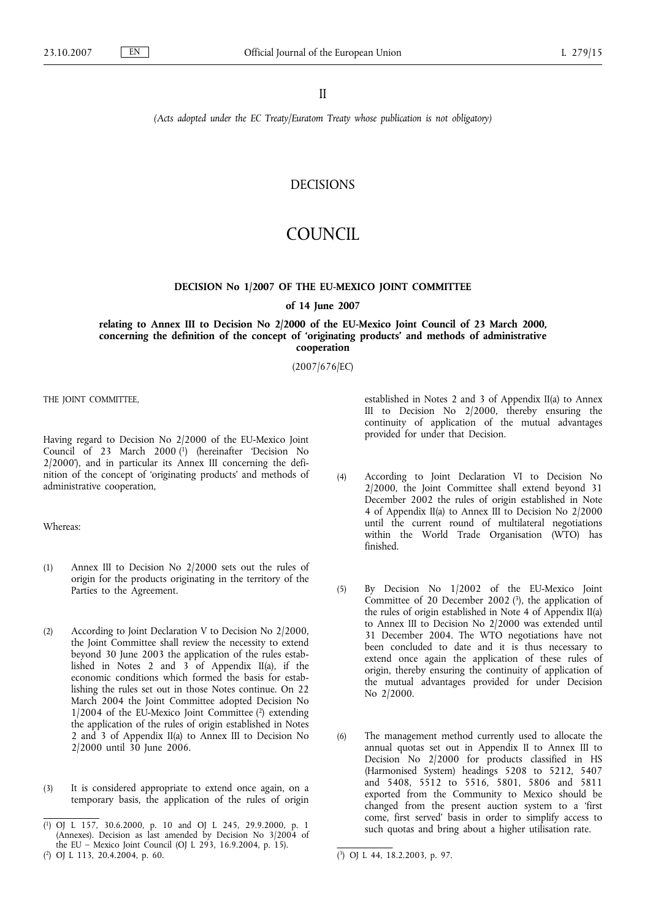II

*(Acts adopted under the EC Treaty/Euratom Treaty whose publication is not obligatory)*

# DECISIONS

# COUNCIL

## DECISION No 1/2007 OF THE EU-MEXICO JOINT COMMITTEE

### of 14 June 2007

### relating to Annex III to Decision No 2/2000 of the EU-Mexico Joint Council of 23 March 2000, concerning the definition of the concept of 'originating products' and methods of administrative cooperation

(2007/676/EC)

THE JOINT COMMITTEE,

Having regard to Decision No 2/2000 of the EU-Mexico Joint Council of 23 March 2000 [1] (hereinafter 'Decision No 2/2000'), and in particular its Annex III concerning the definition of the concept of 'originating products' and methods of administrative cooperation,

Whereas:

(1) Annex III to Decision No 2/2000 sets out the rules of origin for the products originating in the territory of the Parties to the Agreement.

(2) According to Joint Declaration V to Decision No 2/2000, the Joint Committee shall review the necessity to extend beyond 30 June 2003 the application of the rules established in Notes 2 and 3 of Appendix II(a), if the economic conditions which formed the basis for establishing the rules set out in those Notes continue. On 22 March 2004 the Joint Committee adopted Decision No 1/2004 of the EU-Mexico Joint Committee [2] extending the application of the rules of origin established in Notes 2 and 3 of Appendix II(a) to Annex III to Decision No 2/2000 until 30 June 2006.

(3) It is considered appropriate to extend once again, on a temporary basis, the application of the rules of origin established in Notes 2 and 3 of Appendix II(a) to Annex III to Decision No 2/2000, thereby ensuring the continuity of application of the mutual advantages provided for under that Decision.

(4) According to Joint Declaration VI to Decision No 2/2000, the Joint Committee shall extend beyond 31 December 2002 the rules of origin established in Note 4 of Appendix II(a) to Annex III to Decision No 2/2000 until the current round of multilateral negotiations within the World Trade Organisation (WTO) has finished.

(5) By Decision No 1/2002 of the EU-Mexico Joint Committee of 20 December 2002 [3], the application of the rules of origin established in Note 4 of Appendix II(a) to Annex III to Decision No 2/2000 was extended until 31 December 2004. The WTO negotiations have not been concluded to date and it is thus necessary to extend once again the application of these rules of origin, thereby ensuring the continuity of application of the mutual advantages provided for under Decision No 2/2000.

(6) The management method currently used to allocate the annual quotas set out in Appendix II to Annex III to Decision No 2/2000 for products classified in HS (Harmonised System) headings 5208 to 5212, 5407 and 5408, 5512 to 5516, 5801, 5806 and 5811 exported from the Community to Mexico should be changed from the present auction system to a 'first come, first served' basis in order to simplify access to such quotas and bring about a higher utilisation rate.

---

[1] OJ L 157, 30.6.2000, p. 10 and OJ L 245, 29.9.2000, p. 1 (Annexes). Decision as last amended by Decision No 3/2004 of the EU – Mexico Joint Council (OJ L 293, 16.9.2004, p. 15).

[2] OJ L 113, 20.4.2004, p. 60.

[3] OJ L 44, 18.2.2003, p. 97.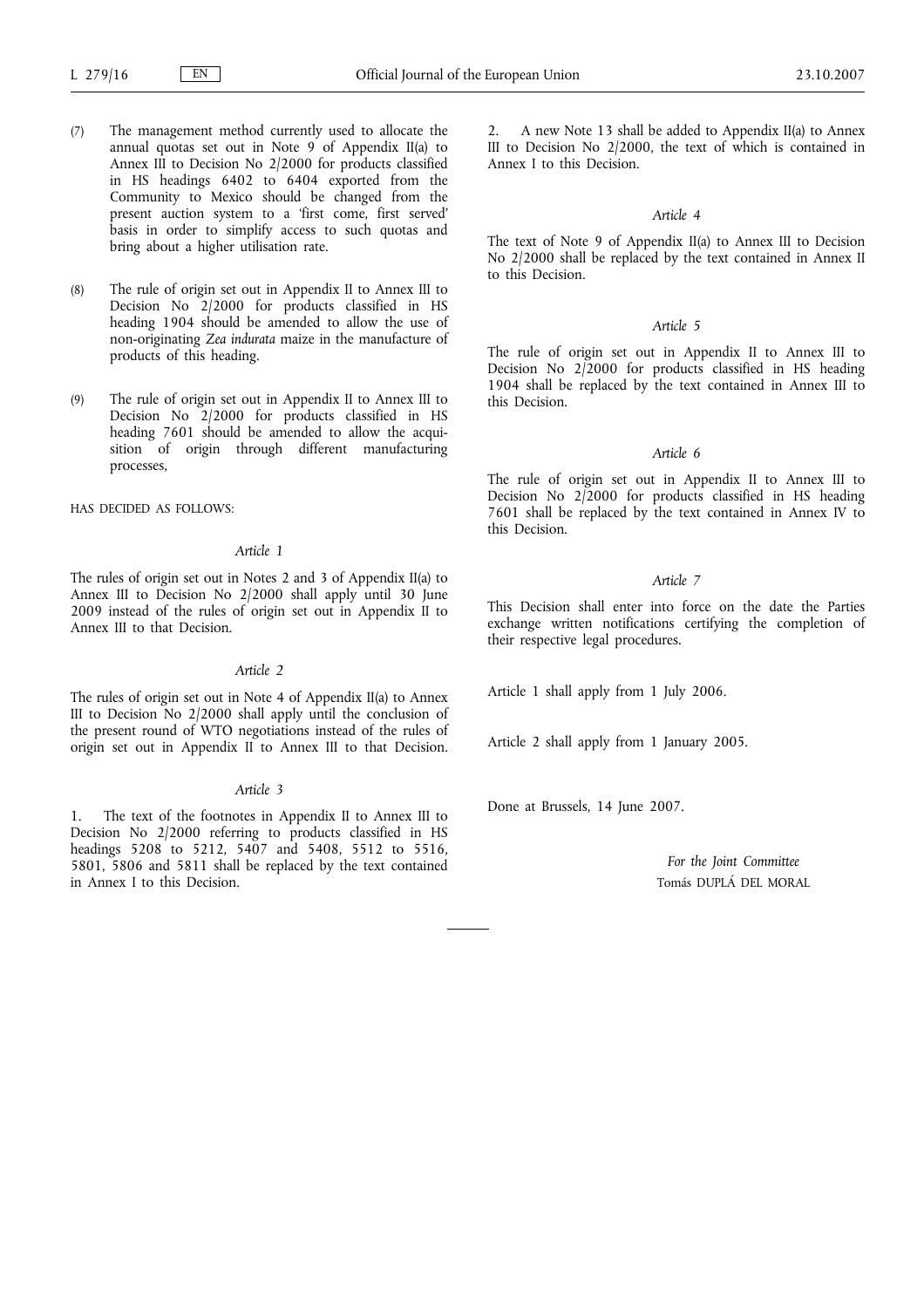(7) The management method currently used to allocate the annual quotas set out in Note 9 of Appendix II(a) to Annex III to Decision No 2/2000 for products classified in HS headings 6402 to 6404 exported from the Community to Mexico should be changed from the present auction system to a 'first come, first served' basis in order to simplify access to such quotas and bring about a higher utilisation rate.

(8) The rule of origin set out in Appendix II to Annex III to Decision No 2/2000 for products classified in HS heading 1904 should be amended to allow the use of non-originating *Zea indurata* maize in the manufacture of products of this heading.

(9) The rule of origin set out in Appendix II to Annex III to Decision No 2/2000 for products classified in HS heading 7601 should be amended to allow the acquisition of origin through different manufacturing processes,

HAS DECIDED AS FOLLOWS:

*Article 1*

The rules of origin set out in Notes 2 and 3 of Appendix II(a) to Annex III to Decision No 2/2000 shall apply until 30 June 2009 instead of the rules of origin set out in Appendix II to Annex III to that Decision.

*Article 2*

The rules of origin set out in Note 4 of Appendix II(a) to Annex III to Decision No 2/2000 shall apply until the conclusion of the present round of WTO negotiations instead of the rules of origin set out in Appendix II to Annex III to that Decision.

*Article 3*

1. The text of the footnotes in Appendix II to Annex III to Decision No 2/2000 referring to products classified in HS headings 5208 to 5212, 5407 and 5408, 5512 to 5516, 5801, 5806 and 5811 shall be replaced by the text contained in Annex I to this Decision.

2. A new Note 13 shall be added to Appendix II(a) to Annex III to Decision No 2/2000, the text of which is contained in Annex I to this Decision.

*Article 4*

The text of Note 9 of Appendix II(a) to Annex III to Decision No 2/2000 shall be replaced by the text contained in Annex II to this Decision.

*Article 5*

The rule of origin set out in Appendix II to Annex III to Decision No 2/2000 for products classified in HS heading 1904 shall be replaced by the text contained in Annex III to this Decision.

*Article 6*

The rule of origin set out in Appendix II to Annex III to Decision No 2/2000 for products classified in HS heading 7601 shall be replaced by the text contained in Annex IV to this Decision.

*Article 7*

This Decision shall enter into force on the date the Parties exchange written notifications certifying the completion of their respective legal procedures.

Article 1 shall apply from 1 July 2006.

Article 2 shall apply from 1 January 2005.

Done at Brussels, 14 June 2007.

*For the Joint Committee*

Tomás DUPLÁ DEL MORAL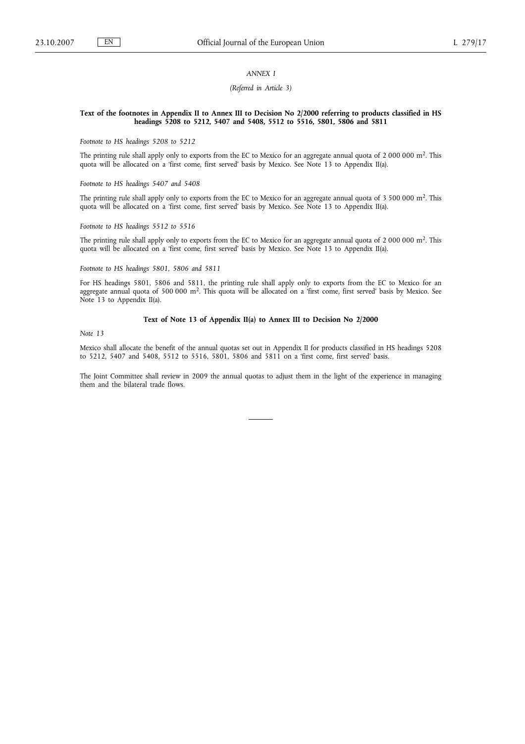*ANNEX I*

*(Referred in Article 3)*

**Text of the footnotes in Appendix II to Annex III to Decision No 2/2000 referring to products classified in HS headings 5208 to 5212, 5407 and 5408, 5512 to 5516, 5801, 5806 and 5811**

*Footnote to HS headings 5208 to 5212*

The printing rule shall apply only to exports from the EC to Mexico for an aggregate annual quota of 2 000 000 $m^2$. This quota will be allocated on a 'first come, first served' basis by Mexico. See Note 13 to Appendix II(a).

*Footnote to HS headings 5407 and 5408*

The printing rule shall apply only to exports from the EC to Mexico for an aggregate annual quota of 3 500 000 $m^2$. This quota will be allocated on a 'first come, first served' basis by Mexico. See Note 13 to Appendix II(a).

*Footnote to HS headings 5512 to 5516*

The printing rule shall apply only to exports from the EC to Mexico for an aggregate annual quota of 2 000 000 $m^2$. This quota will be allocated on a 'first come, first served' basis by Mexico. See Note 13 to Appendix II(a).

*Footnote to HS headings 5801, 5806 and 5811*

For HS headings 5801, 5806 and 5811, the printing rule shall apply only to exports from the EC to Mexico for an aggregate annual quota of 500 000 $m^2$. This quota will be allocated on a 'first come, first served' basis by Mexico. See Note 13 to Appendix II(a).

**Text of Note 13 of Appendix II(a) to Annex III to Decision No 2/2000**

*Note 13*

Mexico shall allocate the benefit of the annual quotas set out in Appendix II for products classified in HS headings 5208 to 5212, 5407 and 5408, 5512 to 5516, 5801, 5806 and 5811 on a 'first come, first served' basis.

The Joint Committee shall review in 2009 the annual quotas to adjust them in the light of the experience in managing them and the bilateral trade flows.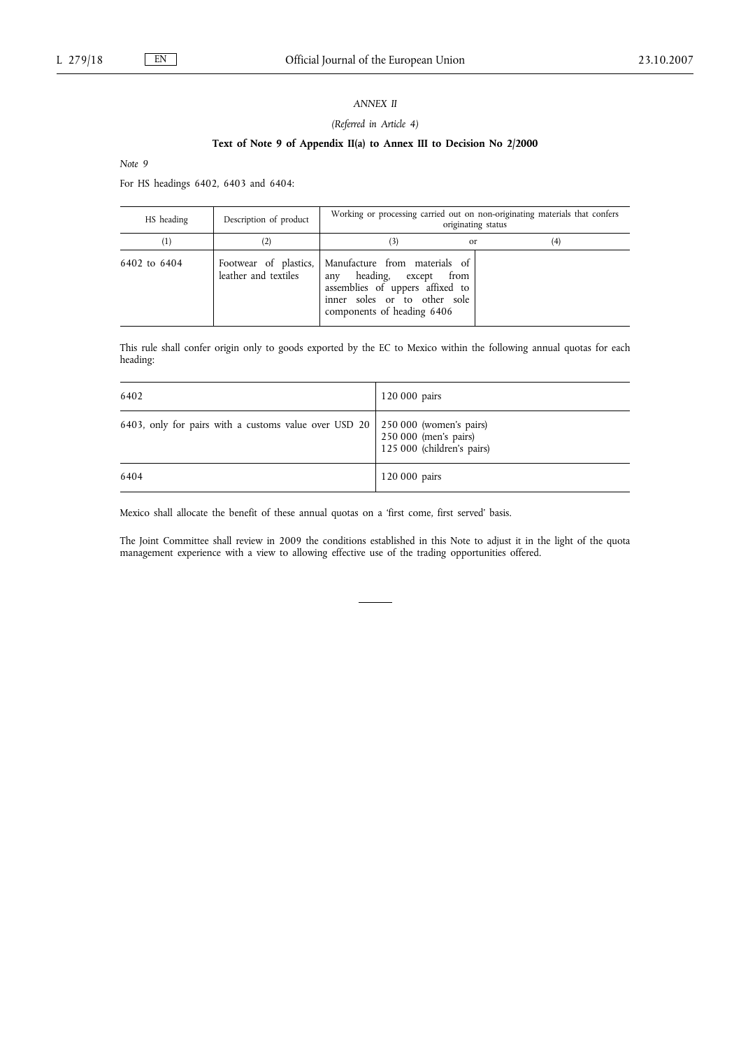*ANNEX II*

*(Referred in Article 4)*

**Text of Note 9 of Appendix II(a) to Annex III to Decision No 2/2000**

*Note 9*

For HS headings 6402, 6403 and 6404:

| HS heading | Description of product | Working or processing carried out on non-originating materials that confers originating status | |
|---|---|---|---|
| (1) | (2) | (3) or | (4) |
| 6402 to 6404 | Footwear of plastics, leather and textiles | Manufacture from materials of any heading, except from assemblies of uppers affixed to inner soles or to other sole components of heading 6406 | |

This rule shall confer origin only to goods exported by the EC to Mexico within the following annual quotas for each heading:

| | |
|---|---|
| 6402 | 120 000 pairs |
| 6403, only for pairs with a customs value over USD 20 | 250 000 (women's pairs)<br>250 000 (men's pairs)<br>125 000 (children's pairs) |
| 6404 | 120 000 pairs |

Mexico shall allocate the benefit of these annual quotas on a 'first come, first served' basis.

The Joint Committee shall review in 2009 the conditions established in this Note to adjust it in the light of the quota management experience with a view to allowing effective use of the trading opportunities offered.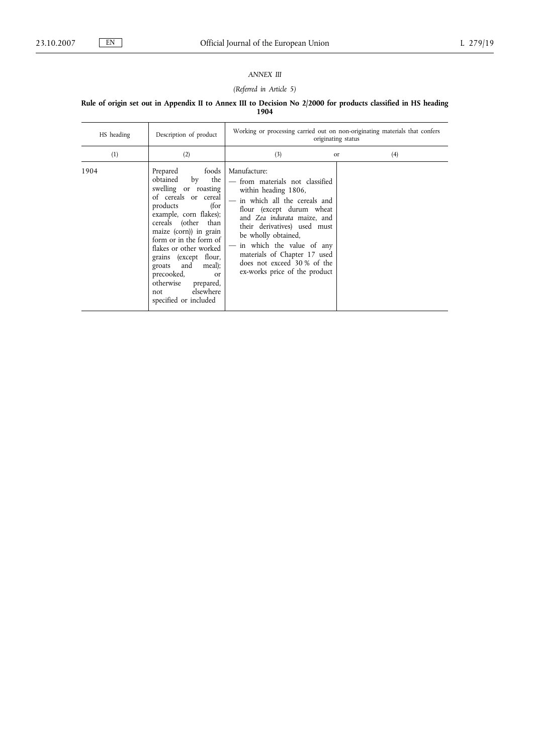*ANNEX III*

*(Referred in Article 5)*

**Rule of origin set out in Appendix II to Annex III to Decision No 2/2000 for products classified in HS heading 1904**

| HS heading | Description of product | Working or processing carried out on non-originating materials that confers originating status | |
|---|---|---|---|
| (1) | (2) | (3) or | (4) |
| 1904 | Prepared foods obtained by the swelling or roasting of cereals or cereal products (for example, corn flakes); cereals (other than maize (corn)) in grain form or in the form of flakes or other worked grains (except flour, groats and meal); precooked, or otherwise prepared, not elsewhere specified or included | Manufacture:<br>— from materials not classified within heading 1806,<br>— in which all the cereals and flour (except durum wheat and *Zea indurata* maize, and their derivatives) used must be wholly obtained,<br>— in which the value of any materials of Chapter 17 used does not exceed 30 % of the ex-works price of the product | |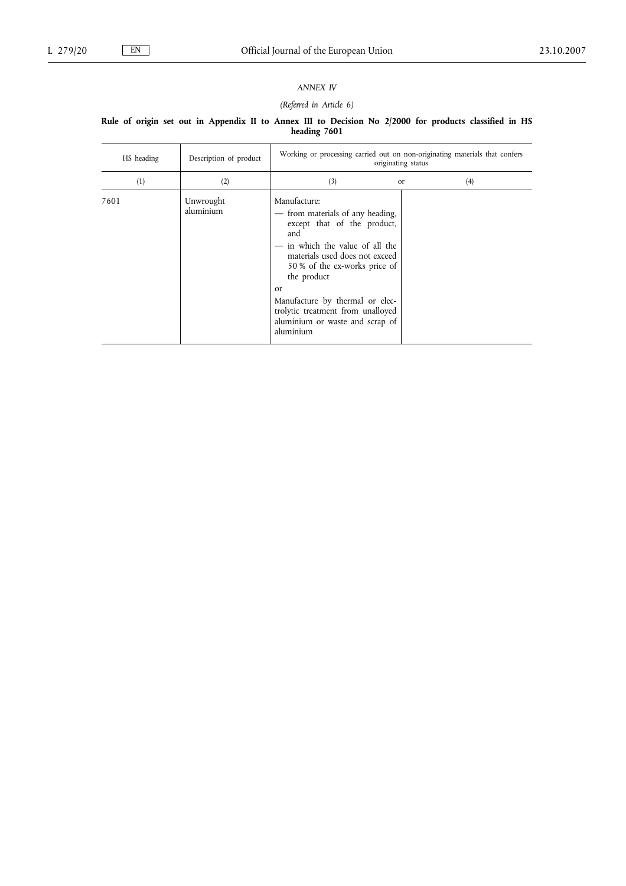*ANNEX IV*

*(Referred in Article 6)*

**Rule of origin set out in Appendix II to Annex III to Decision No 2/2000 for products classified in HS heading 7601**

| HS heading | Description of product | Working or processing carried out on non-originating materials that confers originating status | |
|---|---|---|---|
| (1) | (2) | (3) or | (4) |
| 7601 | Unwrought aluminium | Manufacture:<br>— from materials of any heading, except that of the product, and<br>— in which the value of all the materials used does not exceed 50 % of the ex-works price of the product<br>or<br>Manufacture by thermal or electrolytic treatment from unalloyed aluminium or waste and scrap of aluminium | |